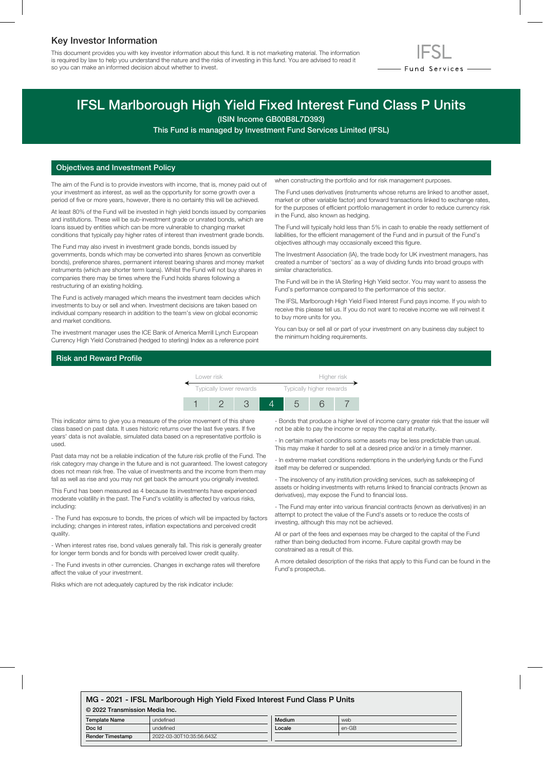## Key Investor Information

This document provides you with key investor information about this fund. It is not marketing material. The information is required by law to help you understand the nature and the risks of investing in this fund. You are advised to read it so you can make an informed decision about whether to invest.

IFSL Fund Services

# IFSL Marlborough High Yield Fixed Interest Fund Class P Units

**(ISIN Income GB00B8L7D393)**

**This Fund is managed by Investment Fund Services Limited (IFSL)**

## Objectives and Investment Policy

The aim of the Fund is to provide investors with income, that is, money paid out of your investment as interest, as well as the opportunity for some growth over a period of five or more years, however, there is no certainty this will be achieved.

At least 80% of the Fund will be invested in high yield bonds issued by companies and institutions. These will be sub-investment grade or unrated bonds, which are loans issued by entities which can be more vulnerable to changing market conditions that typically pay higher rates of interest than investment grade bonds.

The Fund may also invest in investment grade bonds, bonds issued by governments, bonds which may be converted into shares (known as convertible bonds), preference shares, permanent interest bearing shares and money market instruments (which are shorter term loans). Whilst the Fund will not buy shares in companies there may be times where the Fund holds shares following a restructuring of an existing holding.

The Fund is actively managed which means the investment team decides which investments to buy or sell and when. Investment decisions are taken based on individual company research in addition to the team's view on global economic and market conditions.

The investment manager uses the ICE Bank of America Merrill Lynch European Currency High Yield Constrained (hedged to sterling) Index as a reference point when constructing the portfolio and for risk management purposes.

The Fund uses derivatives (instruments whose returns are linked to another asset, market or other variable factor) and forward transactions linked to exchange rates, for the purposes of efficient portfolio management in order to reduce currency risk in the Fund, also known as hedging.

The Fund will typically hold less than 5% in cash to enable the ready settlement of liabilities, for the efficient management of the Fund and in pursuit of the Fund's objectives although may occasionally exceed this figure.

The Investment Association (IA), the trade body for UK investment managers, has created a number of 'sectors' as a way of dividing funds into broad groups with similar characteristics.

The Fund will be in the IA Sterling High Yield sector. You may want to assess the Fund's performance compared to the performance of this sector.

The IFSL Marlborough High Yield Fixed Interest Fund pays income. If you wish to receive this please tell us. If you do not want to receive income we will reinvest it to buy more units for you.

You can buy or sell all or part of your investment on any business day subject to the minimum holding requirements.

## Risk and Reward Profile

| Lower risk | | | | | | Higher risk |
|---|---|---|---|---|---|---|
| Typically lower rewards | | | | | | Typically higher rewards |
| 1 | 2 | 3 | **4** | 5 | 6 | 7 |

This indicator aims to give you a measure of the price movement of this share class based on past data. It uses historic returns over the last five years. If five years' data is not available, simulated data based on a representative portfolio is used.

Past data may not be a reliable indication of the future risk profile of the Fund. The risk category may change in the future and is not guaranteed. The lowest category does not mean risk free. The value of investments and the income from them may fall as well as rise and you may not get back the amount you originally invested.

This Fund has been measured as 4 because its investments have experienced moderate volatility in the past. The Fund's volatility is affected by various risks, including:

- The Fund has exposure to bonds, the prices of which will be impacted by factors including; changes in interest rates, inflation expectations and perceived credit quality.
- When interest rates rise, bond values generally fall. This risk is generally greater for longer term bonds and for bonds with perceived lower credit quality.
- The Fund invests in other currencies. Changes in exchange rates will therefore affect the value of your investment.

Risks which are not adequately captured by the risk indicator include:

- Bonds that produce a higher level of income carry greater risk that the issuer will not be able to pay the income or repay the capital at maturity.
- In certain market conditions some assets may be less predictable than usual. This may make it harder to sell at a desired price and/or in a timely manner.
- In extreme market conditions redemptions in the underlying funds or the Fund itself may be deferred or suspended.
- The insolvency of any institution providing services, such as safekeeping of assets or holding investments with returns linked to financial contracts (known as derivatives), may expose the Fund to financial loss.
- The Fund may enter into various financial contracts (known as derivatives) in an attempt to protect the value of the Fund's assets or to reduce the costs of investing, although this may not be achieved.

All or part of the fees and expenses may be charged to the capital of the Fund rather than being deducted from income. Future capital growth may be constrained as a result of this.

A more detailed description of the risks that apply to this Fund can be found in the Fund's prospectus.

**MG - 2021 - IFSL Marlborough High Yield Fixed Interest Fund Class P Units**

**© 2022 Transmission Media Inc.**

| Template Name | undefined | Medium | web |
|---|---|---|---|
| Doc Id | undefined | Locale | en-GB |
| Render Timestamp | 2022-03-30T10:35:56.643Z | | |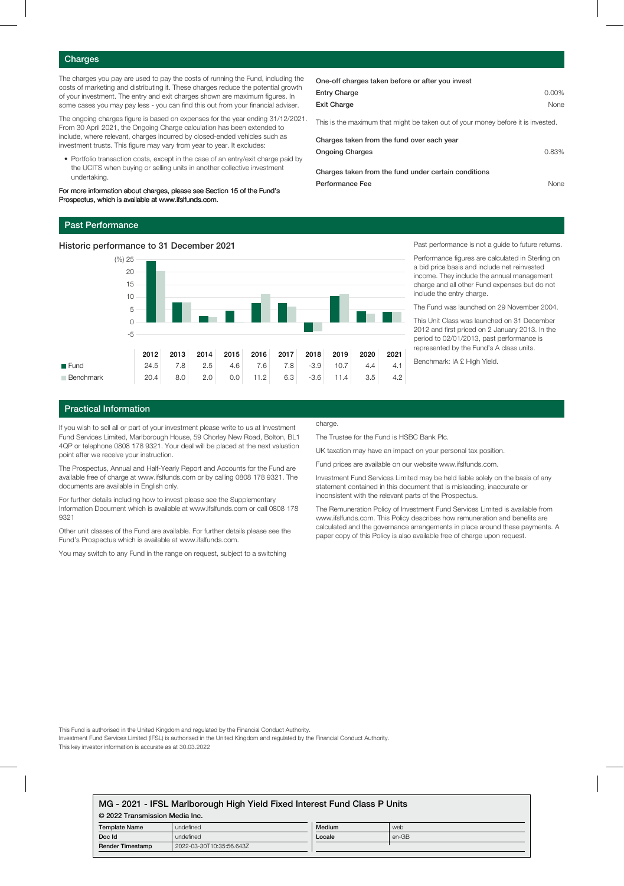## Charges

The charges you pay are used to pay the costs of running the Fund, including the costs of marketing and distributing it. These charges reduce the potential growth of your investment. The entry and exit charges shown are maximum figures. In some cases you may pay less - you can find this out from your financial adviser.

The ongoing charges figure is based on expenses for the year ending 31/12/2021. From 30 April 2021, the Ongoing Charge calculation has been extended to include, where relevant, charges incurred by closed-ended vehicles such as investment trusts. This figure may vary from year to year. It excludes:

- Portfolio transaction costs, except in the case of an entry/exit charge paid by the UCITS when buying or selling units in another collective investment undertaking.

**For more information about charges, please see Section 15 of the Fund's Prospectus, which is available at www.ifslfunds.com.**

| One-off charges taken before or after you invest | |
|---|---|
| **Entry Charge** | 0.00% |
| **Exit Charge** | None |

This is the maximum that might be taken out of your money before it is invested.

| Charges taken from the fund over each year | |
|---|---|
| **Ongoing Charges** | 0.83% |

| Charges taken from the fund under certain conditions | |
|---|---|
| **Performance Fee** | None |

## Past Performance

### Historic performance to 31 December 2021

(%) 25
20
15
10
5
0
-5

| | 2012 | 2013 | 2014 | 2015 | 2016 | 2017 | 2018 | 2019 | 2020 | 2021 |
|---|---|---|---|---|---|---|---|---|---|---|
| Fund | 24.5 | 7.8 | 2.5 | 4.6 | 7.6 | 7.8 | -3.9 | 10.7 | 4.4 | 4.1 |
| Benchmark | 20.4 | 8.0 | 2.0 | 0.0 | 11.2 | 6.3 | -3.6 | 11.4 | 3.5 | 4.2 |

Past performance is not a guide to future returns.

Performance figures are calculated in Sterling on a bid price basis and include net reinvested income. They include the annual management charge and all other Fund expenses but do not include the entry charge.

The Fund was launched on 29 November 2004.

This Unit Class was launched on 31 December 2012 and first priced on 2 January 2013. In the period to 02/01/2013, past performance is represented by the Fund's A class units.

Benchmark: IA £ High Yield.

## Practical Information

If you wish to sell all or part of your investment please write to us at Investment Fund Services Limited, Marlborough House, 59 Chorley New Road, Bolton, BL1 4QP or telephone 0808 178 9321. Your deal will be placed at the next valuation point after we receive your instruction.

The Prospectus, Annual and Half-Yearly Report and Accounts for the Fund are available free of charge at www.ifslfunds.com or by calling 0808 178 9321. The documents are available in English only.

For further details including how to invest please see the Supplementary Information Document which is available at www.ifslfunds.com or call 0808 178 9321

Other unit classes of the Fund are available. For further details please see the Fund's Prospectus which is available at www.ifslfunds.com.

You may switch to any Fund in the range on request, subject to a switching charge.

The Trustee for the Fund is HSBC Bank Plc.

UK taxation may have an impact on your personal tax position.

Fund prices are available on our website www.ifslfunds.com.

Investment Fund Services Limited may be held liable solely on the basis of any statement contained in this document that is misleading, inaccurate or inconsistent with the relevant parts of the Prospectus.

The Remuneration Policy of Investment Fund Services Limited is available from www.ifslfunds.com. This Policy describes how remuneration and benefits are calculated and the governance arrangements in place around these payments. A paper copy of this Policy is also available free of charge upon request.

This Fund is authorised in the United Kingdom and regulated by the Financial Conduct Authority.
Investment Fund Services Limited (IFSL) is authorised in the United Kingdom and regulated by the Financial Conduct Authority.
This key investor information is accurate as at 30.03.2022

**MG - 2021 - IFSL Marlborough High Yield Fixed Interest Fund Class P Units**
**© 2022 Transmission Media Inc.**

| | | | |
|---|---|---|---|
| **Template Name** | undefined | **Medium** | web |
| **Doc Id** | undefined | **Locale** | en-GB |
| **Render Timestamp** | 2022-03-30T10:35:56.643Z | | |